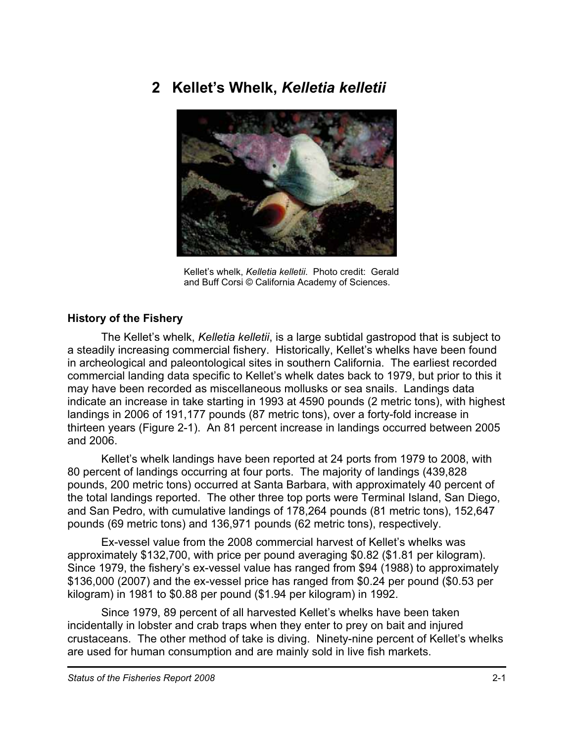# 2 Kellet's Whelk, *Kelletia kelletii*

Kellet's whelk, *Kelletia kelletii*. Photo credit: Gerald and Buff Corsi © California Academy of Sciences.

### History of the Fishery

The Kellet's whelk, *Kelletia kelletii*, is a large subtidal gastropod that is subject to a steadily increasing commercial fishery. Historically, Kellet's whelks have been found in archeological and paleontological sites in southern California. The earliest recorded commercial landing data specific to Kellet's whelk dates back to 1979, but prior to this it may have been recorded as miscellaneous mollusks or sea snails. Landings data indicate an increase in take starting in 1993 at 4590 pounds (2 metric tons), with highest landings in 2006 of 191,177 pounds (87 metric tons), over a forty-fold increase in thirteen years (Figure 2-1). An 81 percent increase in landings occurred between 2005 and 2006.

Kellet's whelk landings have been reported at 24 ports from 1979 to 2008, with 80 percent of landings occurring at four ports. The majority of landings (439,828 pounds, 200 metric tons) occurred at Santa Barbara, with approximately 40 percent of the total landings reported. The other three top ports were Terminal Island, San Diego, and San Pedro, with cumulative landings of 178,264 pounds (81 metric tons), 152,647 pounds (69 metric tons) and 136,971 pounds (62 metric tons), respectively.

Ex-vessel value from the 2008 commercial harvest of Kellet's whelks was approximately $132,700, with price per pound averaging $0.82 ($1.81 per kilogram). Since 1979, the fishery's ex-vessel value has ranged from $94 (1988) to approximately $136,000 (2007) and the ex-vessel price has ranged from $0.24 per pound ($0.53 per kilogram) in 1981 to $0.88 per pound ($1.94 per kilogram) in 1992.

Since 1979, 89 percent of all harvested Kellet's whelks have been taken incidentally in lobster and crab traps when they enter to prey on bait and injured crustaceans. The other method of take is diving. Ninety-nine percent of Kellet's whelks are used for human consumption and are mainly sold in live fish markets.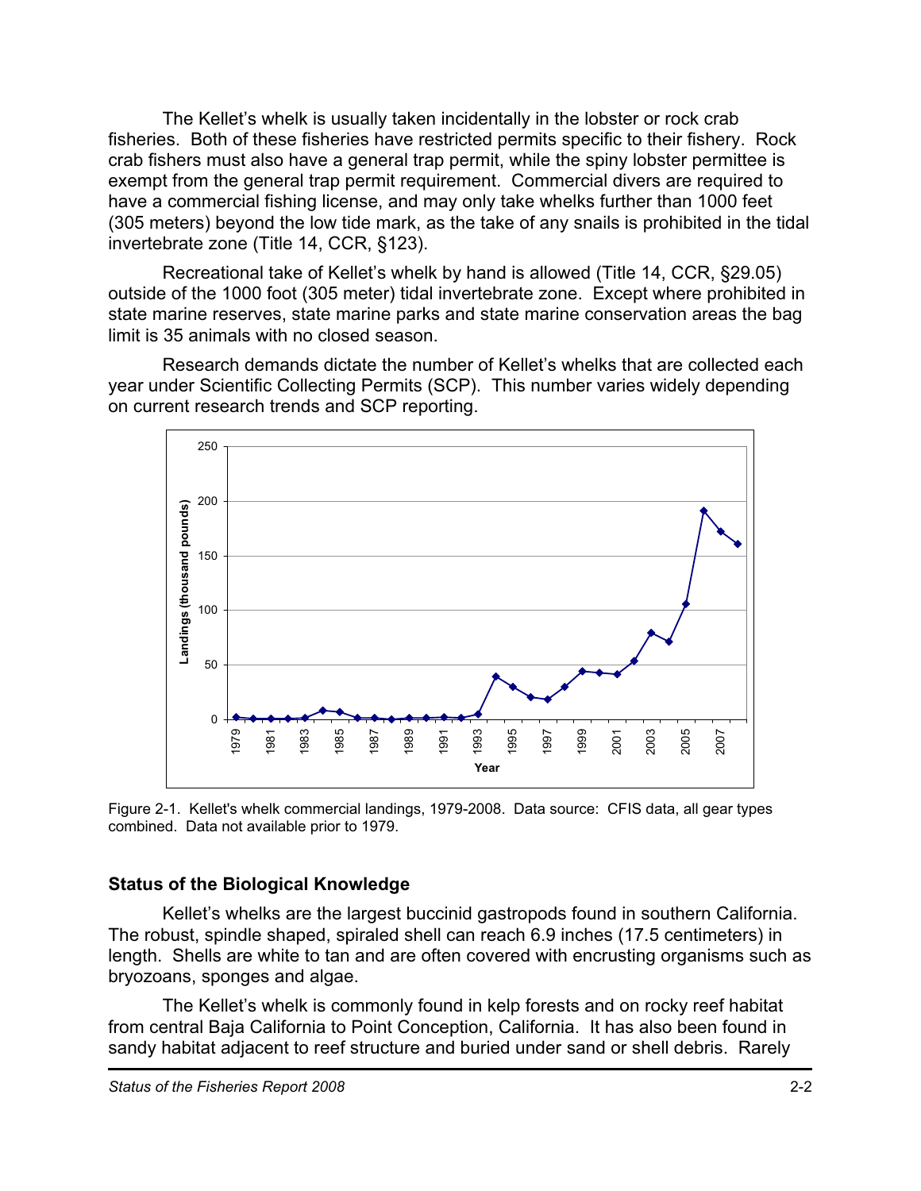The Kellet's whelk is usually taken incidentally in the lobster or rock crab fisheries. Both of these fisheries have restricted permits specific to their fishery. Rock crab fishers must also have a general trap permit, while the spiny lobster permittee is exempt from the general trap permit requirement. Commercial divers are required to have a commercial fishing license, and may only take whelks further than 1000 feet (305 meters) beyond the low tide mark, as the take of any snails is prohibited in the tidal invertebrate zone (Title 14, CCR, §123).

Recreational take of Kellet's whelk by hand is allowed (Title 14, CCR, §29.05) outside of the 1000 foot (305 meter) tidal invertebrate zone. Except where prohibited in state marine reserves, state marine parks and state marine conservation areas the bag limit is 35 animals with no closed season.

Research demands dictate the number of Kellet's whelks that are collected each year under Scientific Collecting Permits (SCP). This number varies widely depending on current research trends and SCP reporting.

Figure 2-1. Kellet's whelk commercial landings, 1979-2008. Data source: CFIS data, all gear types combined. Data not available prior to 1979.

## Status of the Biological Knowledge

Kellet's whelks are the largest buccinid gastropods found in southern California. The robust, spindle shaped, spiraled shell can reach 6.9 inches (17.5 centimeters) in length. Shells are white to tan and are often covered with encrusting organisms such as bryozoans, sponges and algae.

The Kellet's whelk is commonly found in kelp forests and on rocky reef habitat from central Baja California to Point Conception, California. It has also been found in sandy habitat adjacent to reef structure and buried under sand or shell debris. Rarely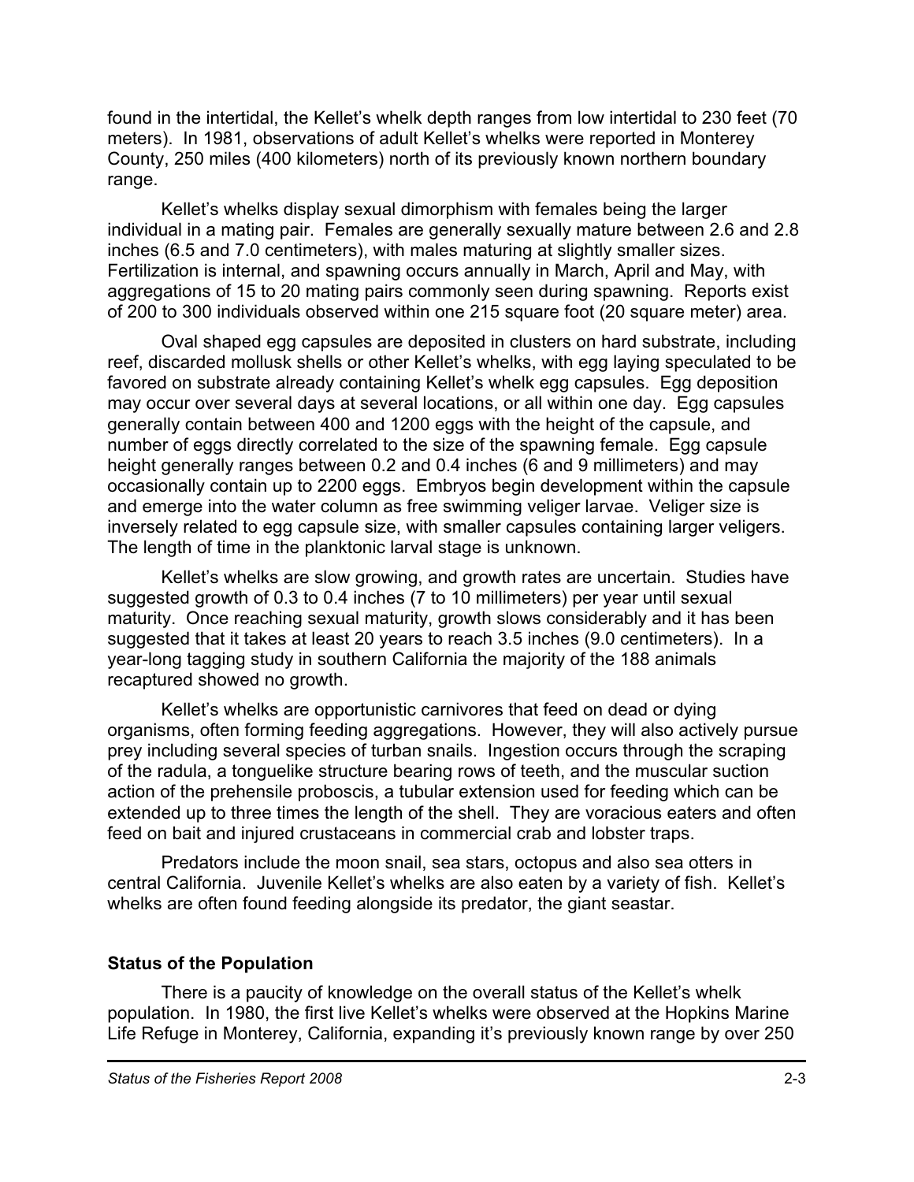found in the intertidal, the Kellet's whelk depth ranges from low intertidal to 230 feet (70 meters). In 1981, observations of adult Kellet's whelks were reported in Monterey County, 250 miles (400 kilometers) north of its previously known northern boundary range.

Kellet's whelks display sexual dimorphism with females being the larger individual in a mating pair. Females are generally sexually mature between 2.6 and 2.8 inches (6.5 and 7.0 centimeters), with males maturing at slightly smaller sizes. Fertilization is internal, and spawning occurs annually in March, April and May, with aggregations of 15 to 20 mating pairs commonly seen during spawning. Reports exist of 200 to 300 individuals observed within one 215 square foot (20 square meter) area.

Oval shaped egg capsules are deposited in clusters on hard substrate, including reef, discarded mollusk shells or other Kellet's whelks, with egg laying speculated to be favored on substrate already containing Kellet's whelk egg capsules. Egg deposition may occur over several days at several locations, or all within one day. Egg capsules generally contain between 400 and 1200 eggs with the height of the capsule, and number of eggs directly correlated to the size of the spawning female. Egg capsule height generally ranges between 0.2 and 0.4 inches (6 and 9 millimeters) and may occasionally contain up to 2200 eggs. Embryos begin development within the capsule and emerge into the water column as free swimming veliger larvae. Veliger size is inversely related to egg capsule size, with smaller capsules containing larger veligers. The length of time in the planktonic larval stage is unknown.

Kellet's whelks are slow growing, and growth rates are uncertain. Studies have suggested growth of 0.3 to 0.4 inches (7 to 10 millimeters) per year until sexual maturity. Once reaching sexual maturity, growth slows considerably and it has been suggested that it takes at least 20 years to reach 3.5 inches (9.0 centimeters). In a year-long tagging study in southern California the majority of the 188 animals recaptured showed no growth.

Kellet's whelks are opportunistic carnivores that feed on dead or dying organisms, often forming feeding aggregations. However, they will also actively pursue prey including several species of turban snails. Ingestion occurs through the scraping of the radula, a tonguelike structure bearing rows of teeth, and the muscular suction action of the prehensile proboscis, a tubular extension used for feeding which can be extended up to three times the length of the shell. They are voracious eaters and often feed on bait and injured crustaceans in commercial crab and lobster traps.

Predators include the moon snail, sea stars, octopus and also sea otters in central California. Juvenile Kellet's whelks are also eaten by a variety of fish. Kellet's whelks are often found feeding alongside its predator, the giant seastar.

## Status of the Population

There is a paucity of knowledge on the overall status of the Kellet's whelk population. In 1980, the first live Kellet's whelks were observed at the Hopkins Marine Life Refuge in Monterey, California, expanding it's previously known range by over 250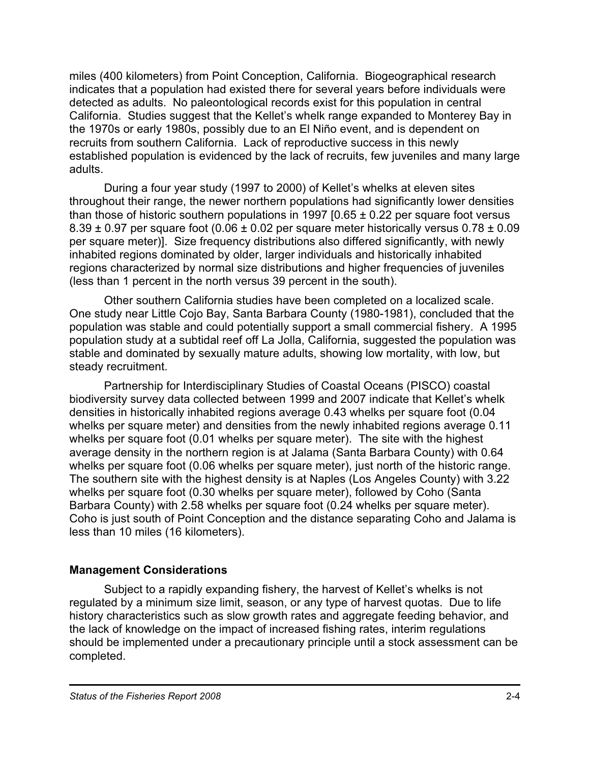miles (400 kilometers) from Point Conception, California. Biogeographical research indicates that a population had existed there for several years before individuals were detected as adults. No paleontological records exist for this population in central California. Studies suggest that the Kellet's whelk range expanded to Monterey Bay in the 1970s or early 1980s, possibly due to an El Niño event, and is dependent on recruits from southern California. Lack of reproductive success in this newly established population is evidenced by the lack of recruits, few juveniles and many large adults.

During a four year study (1997 to 2000) of Kellet's whelks at eleven sites throughout their range, the newer northern populations had significantly lower densities than those of historic southern populations in 1997 [0.65 ± 0.22 per square foot versus 8.39 ± 0.97 per square foot (0.06 ± 0.02 per square meter historically versus 0.78 ± 0.09 per square meter)]. Size frequency distributions also differed significantly, with newly inhabited regions dominated by older, larger individuals and historically inhabited regions characterized by normal size distributions and higher frequencies of juveniles (less than 1 percent in the north versus 39 percent in the south).

Other southern California studies have been completed on a localized scale. One study near Little Cojo Bay, Santa Barbara County (1980-1981), concluded that the population was stable and could potentially support a small commercial fishery. A 1995 population study at a subtidal reef off La Jolla, California, suggested the population was stable and dominated by sexually mature adults, showing low mortality, with low, but steady recruitment.

Partnership for Interdisciplinary Studies of Coastal Oceans (PISCO) coastal biodiversity survey data collected between 1999 and 2007 indicate that Kellet's whelk densities in historically inhabited regions average 0.43 whelks per square foot (0.04 whelks per square meter) and densities from the newly inhabited regions average 0.11 whelks per square foot (0.01 whelks per square meter). The site with the highest average density in the northern region is at Jalama (Santa Barbara County) with 0.64 whelks per square foot (0.06 whelks per square meter), just north of the historic range. The southern site with the highest density is at Naples (Los Angeles County) with 3.22 whelks per square foot (0.30 whelks per square meter), followed by Coho (Santa Barbara County) with 2.58 whelks per square foot (0.24 whelks per square meter). Coho is just south of Point Conception and the distance separating Coho and Jalama is less than 10 miles (16 kilometers).

## Management Considerations

Subject to a rapidly expanding fishery, the harvest of Kellet's whelks is not regulated by a minimum size limit, season, or any type of harvest quotas. Due to life history characteristics such as slow growth rates and aggregate feeding behavior, and the lack of knowledge on the impact of increased fishing rates, interim regulations should be implemented under a precautionary principle until a stock assessment can be completed.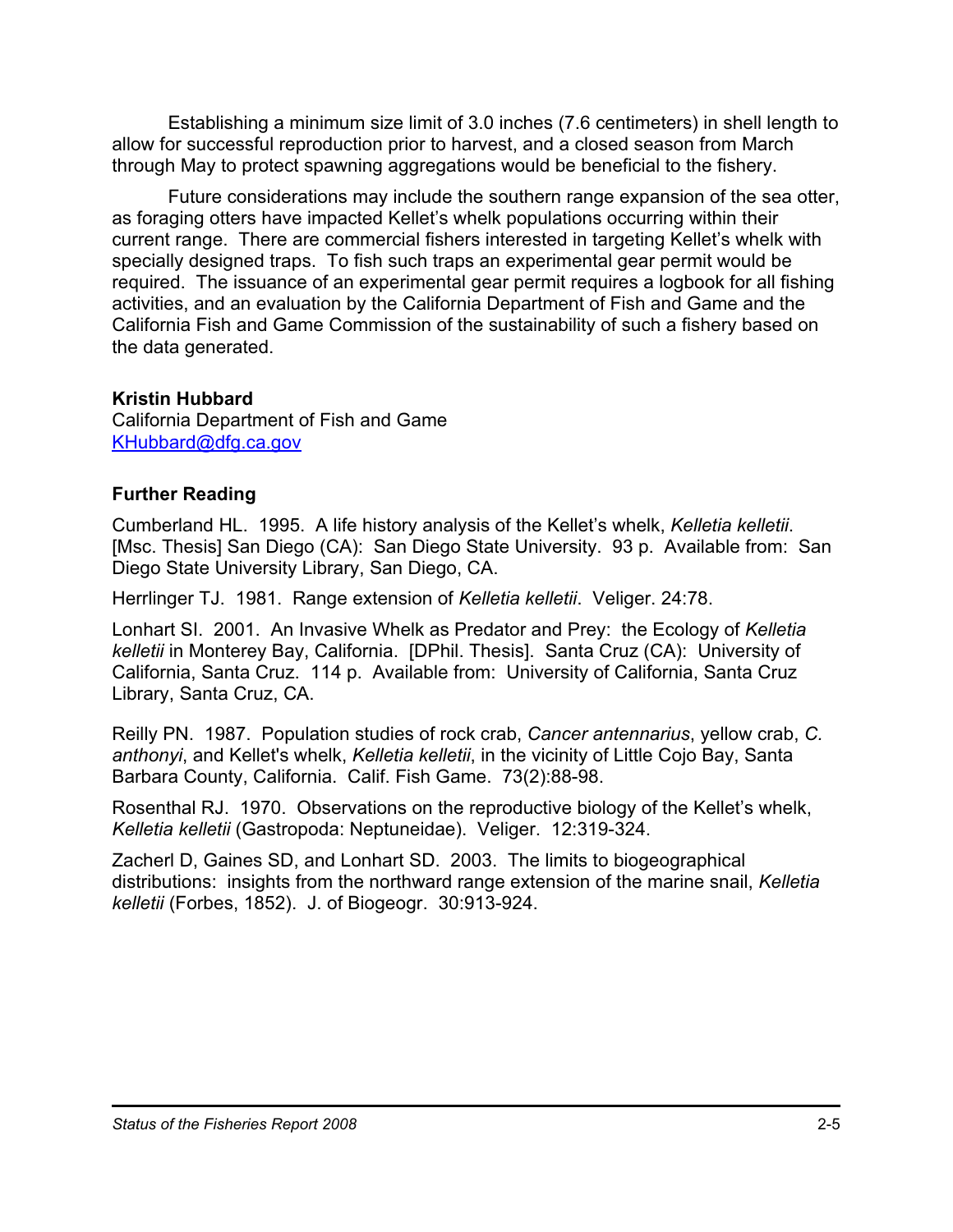Establishing a minimum size limit of 3.0 inches (7.6 centimeters) in shell length to allow for successful reproduction prior to harvest, and a closed season from March through May to protect spawning aggregations would be beneficial to the fishery.

Future considerations may include the southern range expansion of the sea otter, as foraging otters have impacted Kellet's whelk populations occurring within their current range. There are commercial fishers interested in targeting Kellet's whelk with specially designed traps. To fish such traps an experimental gear permit would be required. The issuance of an experimental gear permit requires a logbook for all fishing activities, and an evaluation by the California Department of Fish and Game and the California Fish and Game Commission of the sustainability of such a fishery based on the data generated.

**Kristin Hubbard**
California Department of Fish and Game
KHubbard@dfg.ca.gov

**Further Reading**

Cumberland HL. 1995. A life history analysis of the Kellet's whelk, *Kelletia kelletii*. [Msc. Thesis] San Diego (CA): San Diego State University. 93 p. Available from: San Diego State University Library, San Diego, CA.

Herrlinger TJ. 1981. Range extension of *Kelletia kelletii*. Veliger. 24:78.

Lonhart SI. 2001. An Invasive Whelk as Predator and Prey: the Ecology of *Kelletia kelletii* in Monterey Bay, California. [DPhil. Thesis]. Santa Cruz (CA): University of California, Santa Cruz. 114 p. Available from: University of California, Santa Cruz Library, Santa Cruz, CA.

Reilly PN. 1987. Population studies of rock crab, *Cancer antennarius*, yellow crab, *C. anthonyi*, and Kellet's whelk, *Kelletia kelletii*, in the vicinity of Little Cojo Bay, Santa Barbara County, California. Calif. Fish Game. 73(2):88-98.

Rosenthal RJ. 1970. Observations on the reproductive biology of the Kellet's whelk, *Kelletia kelletii* (Gastropoda: Neptuneidae). Veliger. 12:319-324.

Zacherl D, Gaines SD, and Lonhart SD. 2003. The limits to biogeographical distributions: insights from the northward range extension of the marine snail, *Kelletia kelletii* (Forbes, 1852). J. of Biogeogr. 30:913-924.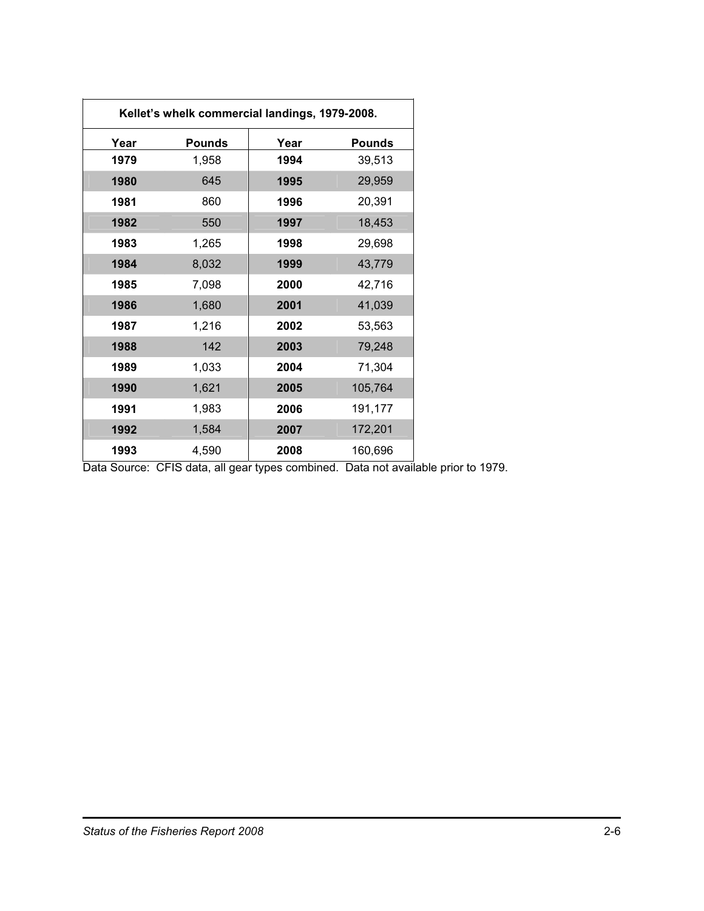| Kellet’s whelk commercial landings, 1979-2008. | | | |
|---|---|---|---|
| **Year** | **Pounds** | **Year** | **Pounds** |
| **1979** | 1,958 | **1994** | 39,513 |
| **1980** | 645 | **1995** | 29,959 |
| **1981** | 860 | **1996** | 20,391 |
| **1982** | 550 | **1997** | 18,453 |
| **1983** | 1,265 | **1998** | 29,698 |
| **1984** | 8,032 | **1999** | 43,779 |
| **1985** | 7,098 | **2000** | 42,716 |
| **1986** | 1,680 | **2001** | 41,039 |
| **1987** | 1,216 | **2002** | 53,563 |
| **1988** | 142 | **2003** | 79,248 |
| **1989** | 1,033 | **2004** | 71,304 |
| **1990** | 1,621 | **2005** | 105,764 |
| **1991** | 1,983 | **2006** | 191,177 |
| **1992** | 1,584 | **2007** | 172,201 |
| **1993** | 4,590 | **2008** | 160,696 |

Data Source: CFIS data, all gear types combined. Data not available prior to 1979.